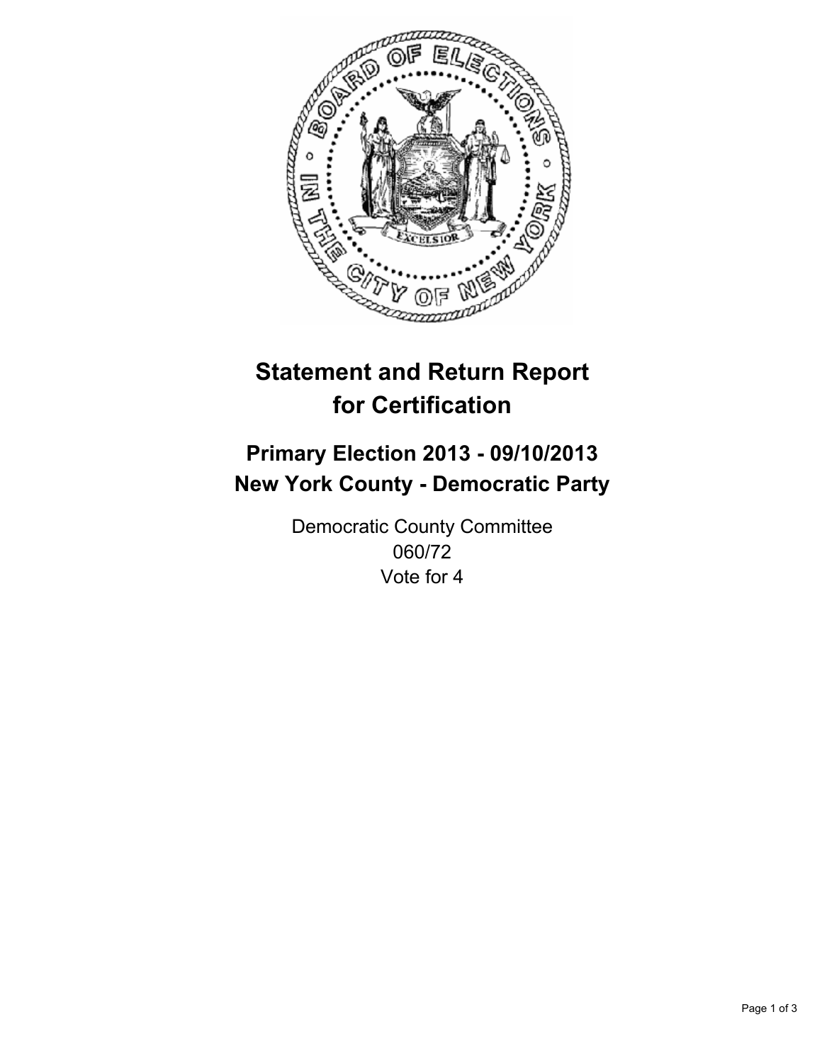# Statement and Return Report for Certification

## Primary Election 2013 - 09/10/2013
## New York County - Democratic Party

Democratic County Committee
060/72
Vote for 4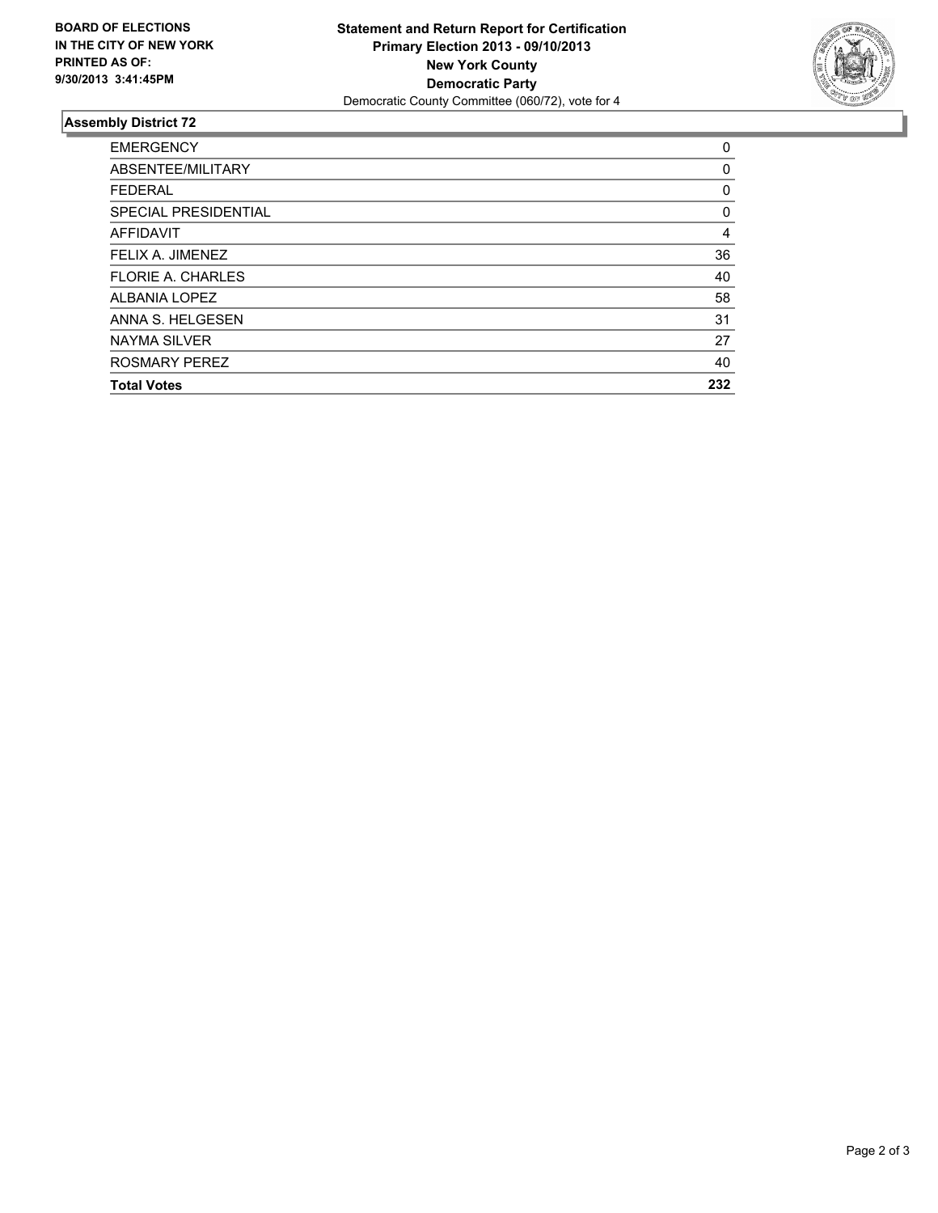**BOARD OF ELECTIONS IN THE CITY OF NEW YORK PRINTED AS OF: 9/30/2013 3:41:45PM**

**Statement and Return Report for Certification**
**Primary Election 2013 - 09/10/2013**
**New York County**
**Democratic Party**
Democratic County Committee (060/72), vote for 4

## Assembly District 72

| | |
|---|---|
| EMERGENCY | 0 |
| ABSENTEE/MILITARY | 0 |
| FEDERAL | 0 |
| SPECIAL PRESIDENTIAL | 0 |
| AFFIDAVIT | 4 |
| FELIX A. JIMENEZ | 36 |
| FLORIE A. CHARLES | 40 |
| ALBANIA LOPEZ | 58 |
| ANNA S. HELGESEN | 31 |
| NAYMA SILVER | 27 |
| ROSMARY PEREZ | 40 |
| **Total Votes** | **232** |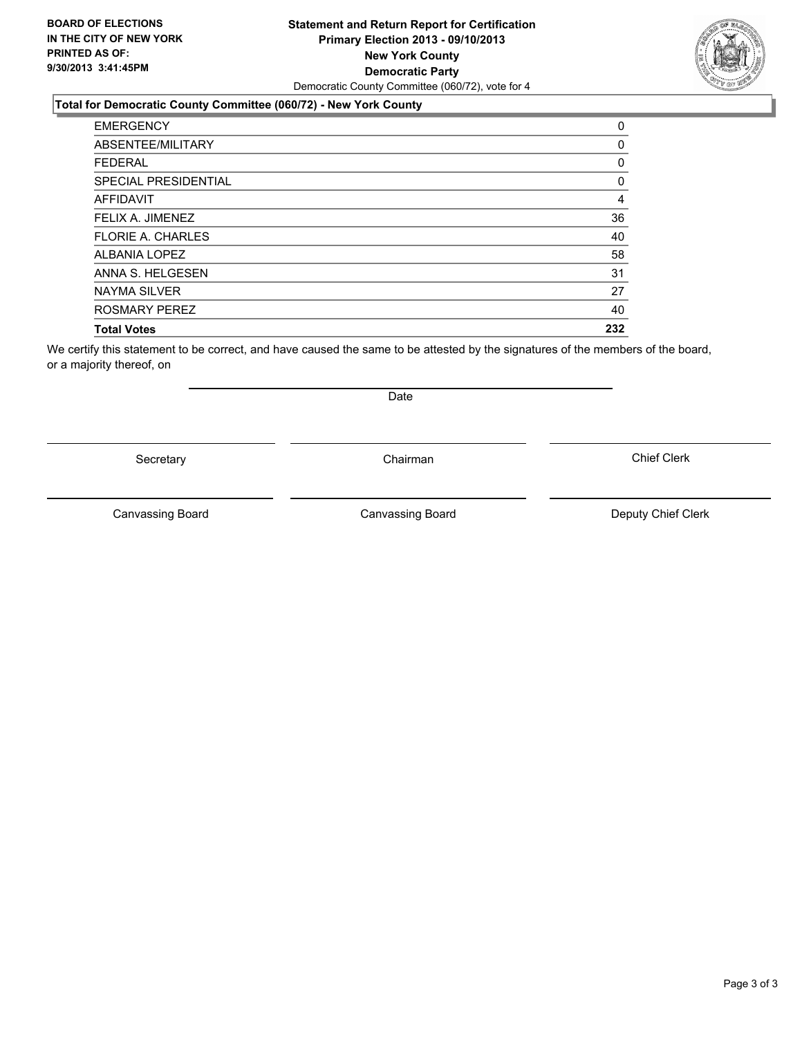**BOARD OF ELECTIONS IN THE CITY OF NEW YORK PRINTED AS OF: 9/30/2013 3:41:45PM**

**Statement and Return Report for Certification**
**Primary Election 2013 - 09/10/2013**
**New York County**
**Democratic Party**
Democratic County Committee (060/72), vote for 4

**Total for Democratic County Committee (060/72) - New York County**

| | |
|---|---|
| EMERGENCY | 0 |
| ABSENTEE/MILITARY | 0 |
| FEDERAL | 0 |
| SPECIAL PRESIDENTIAL | 0 |
| AFFIDAVIT | 4 |
| FELIX A. JIMENEZ | 36 |
| FLORIE A. CHARLES | 40 |
| ALBANIA LOPEZ | 58 |
| ANNA S. HELGESEN | 31 |
| NAYMA SILVER | 27 |
| ROSMARY PEREZ | 40 |
| **Total Votes** | **232** |

We certify this statement to be correct, and have caused the same to be attested by the signatures of the members of the board, or a majority thereof, on

Date

Secretary | Chairman | Chief Clerk

Canvassing Board | Canvassing Board | Deputy Chief Clerk